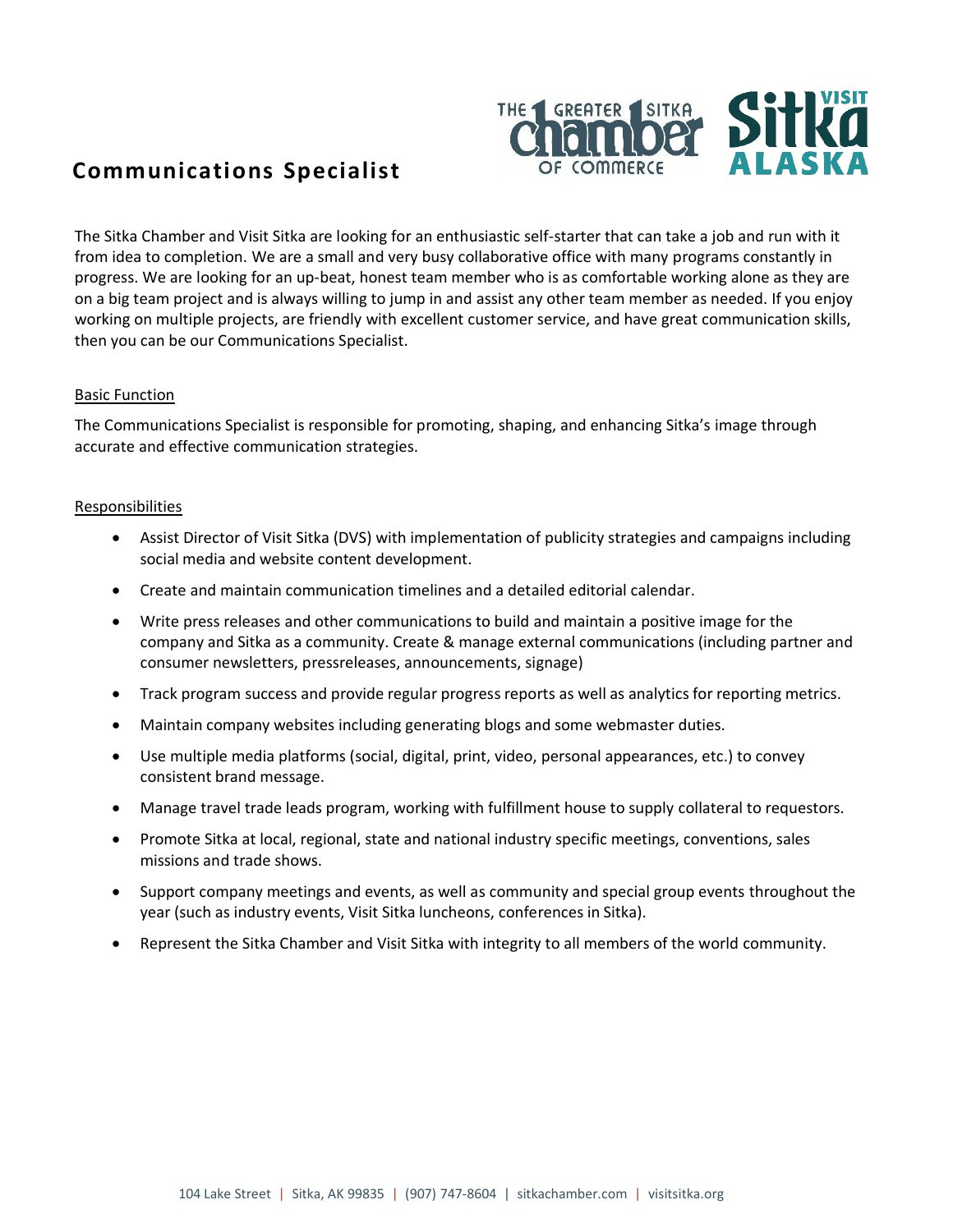# Communications Specialist

The Sitka Chamber and Visit Sitka are looking for an enthusiastic self-starter that can take a job and run with it from idea to completion. We are a small and very busy collaborative office with many programs constantly in progress. We are looking for an up-beat, honest team member who is as comfortable working alone as they are on a big team project and is always willing to jump in and assist any other team member as needed. If you enjoy working on multiple projects, are friendly with excellent customer service, and have great communication skills, then you can be our Communications Specialist.

## Basic Function

The Communications Specialist is responsible for promoting, shaping, and enhancing Sitka's image through accurate and effective communication strategies.

## Responsibilities

- Assist Director of Visit Sitka (DVS) with implementation of publicity strategies and campaigns including social media and website content development.
- Create and maintain communication timelines and a detailed editorial calendar.
- Write press releases and other communications to build and maintain a positive image for the company and Sitka as a community. Create & manage external communications (including partner and consumer newsletters, pressreleases, announcements, signage)
- Track program success and provide regular progress reports as well as analytics for reporting metrics.
- Maintain company websites including generating blogs and some webmaster duties.
- Use multiple media platforms (social, digital, print, video, personal appearances, etc.) to convey consistent brand message.
- Manage travel trade leads program, working with fulfillment house to supply collateral to requestors.
- Promote Sitka at local, regional, state and national industry specific meetings, conventions, sales missions and trade shows.
- Support company meetings and events, as well as community and special group events throughout the year (such as industry events, Visit Sitka luncheons, conferences in Sitka).
- Represent the Sitka Chamber and Visit Sitka with integrity to all members of the world community.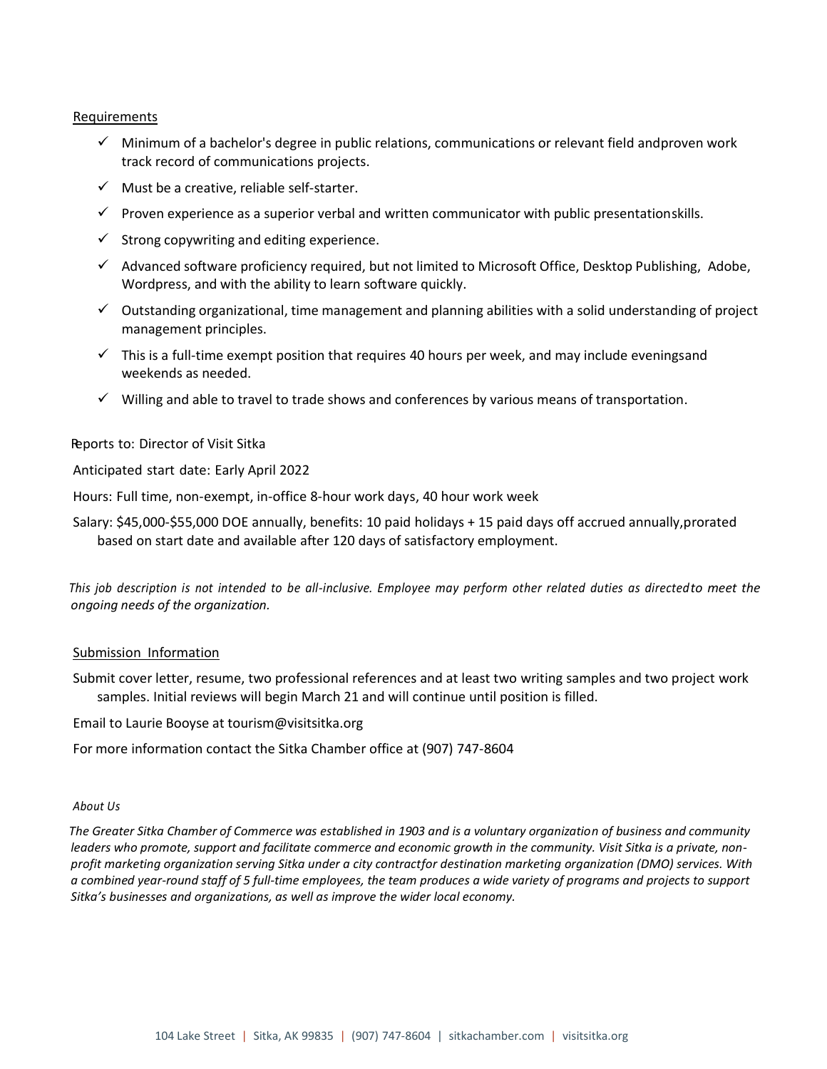Requirements

- ✓ Minimum of a bachelor's degree in public relations, communications or relevant field andproven work track record of communications projects.
- ✓ Must be a creative, reliable self-starter.
- ✓ Proven experience as a superior verbal and written communicator with public presentationskills.
- ✓ Strong copywriting and editing experience.
- ✓ Advanced software proficiency required, but not limited to Microsoft Office, Desktop Publishing, Adobe, Wordpress, and with the ability to learn software quickly.
- ✓ Outstanding organizational, time management and planning abilities with a solid understanding of project management principles.
- ✓ This is a full-time exempt position that requires 40 hours per week, and may include eveningsand weekends as needed.
- ✓ Willing and able to travel to trade shows and conferences by various means of transportation.

Reports to: Director of Visit Sitka

Anticipated start date: Early April 2022

Hours: Full time, non-exempt, in-office 8-hour work days, 40 hour work week

Salary: $45,000-$55,000 DOE annually, benefits: 10 paid holidays + 15 paid days off accrued annually,prorated based on start date and available after 120 days of satisfactory employment.

*This job description is not intended to be all-inclusive. Employee may perform other related duties as directedto meet the ongoing needs of the organization.*

Submission Information

Submit cover letter, resume, two professional references and at least two writing samples and two project work samples. Initial reviews will begin March 21 and will continue until position is filled.

Email to Laurie Booyse at tourism@visitsitka.org

For more information contact the Sitka Chamber office at (907) 747-8604

*About Us*

*The Greater Sitka Chamber of Commerce was established in 1903 and is a voluntary organization of business and community leaders who promote, support and facilitate commerce and economic growth in the community. Visit Sitka is a private, non-profit marketing organization serving Sitka under a city contractfor destination marketing organization (DMO) services. With a combined year-round staff of 5 full-time employees, the team produces a wide variety of programs and projects to support Sitka's businesses and organizations, as well as improve the wider local economy.*

104 Lake Street | Sitka, AK 99835 | (907) 747-8604 | sitkachamber.com | visitsitka.org